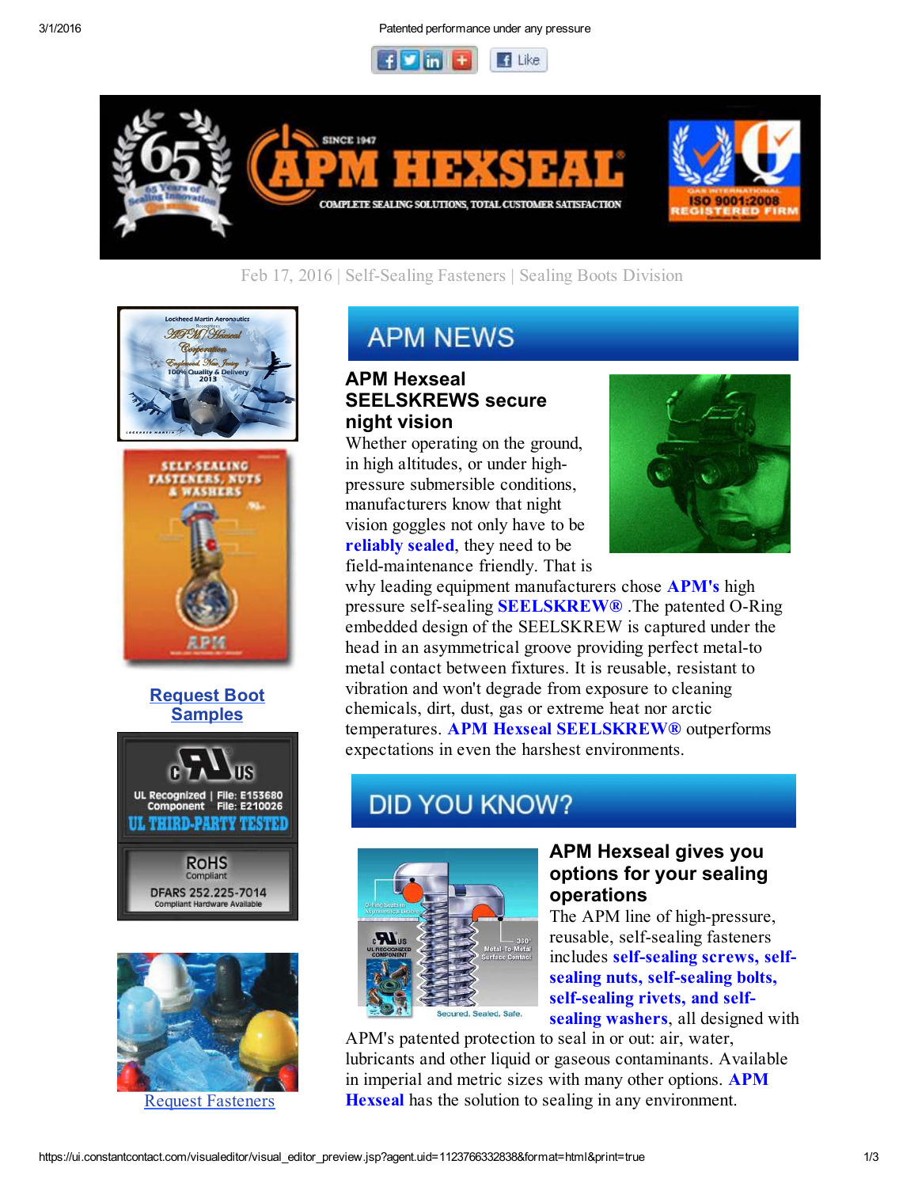Feb 17, 2016 | Self-Sealing Fasteners | Sealing Boots Division

Request Boot Samples

Request Fasteners

## APM NEWS

### APM Hexseal SEELSKREWS secure night vision

Whether operating on the ground, in high altitudes, or under high-pressure submersible conditions, manufacturers know that night vision goggles not only have to be **reliably sealed**, they need to be field-maintenance friendly. That is why leading equipment manufacturers chose **APM's** high pressure self-sealing **SEELSKREW®** .The patented O-Ring embedded design of the SEELSKREW is captured under the head in an asymmetrical groove providing perfect metal-to metal contact between fixtures. It is reusable, resistant to vibration and won't degrade from exposure to cleaning chemicals, dirt, dust, gas or extreme heat nor arctic temperatures. **APM Hexseal SEELSKREW®** outperforms expectations in even the harshest environments.

## DID YOU KNOW?

### APM Hexseal gives you options for your sealing operations

The APM line of high-pressure, reusable, self-sealing fasteners includes **self-sealing screws, self-sealing nuts, self-sealing bolts, self-sealing rivets, and self-sealing washers**, all designed with APM's patented protection to seal in or out: air, water, lubricants and other liquid or gaseous contaminants. Available in imperial and metric sizes with many other options. **APM Hexseal** has the solution to sealing in any environment.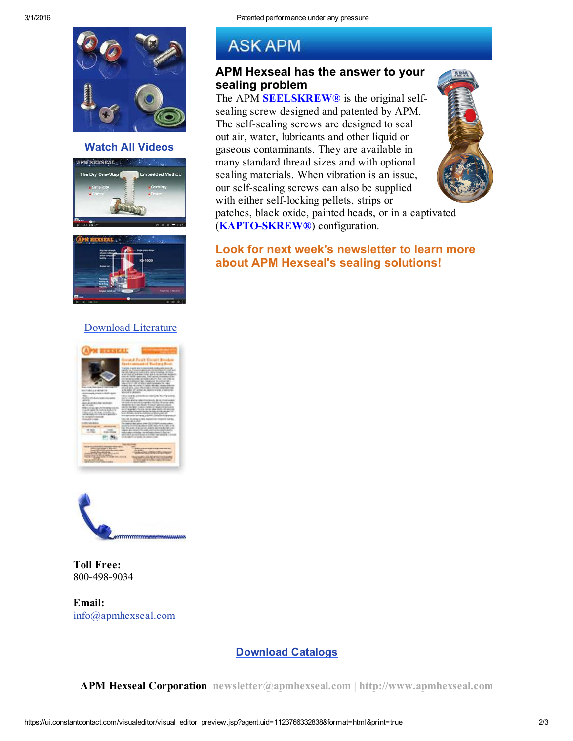# ASK APM

## APM Hexseal has the answer to your sealing problem

The APM **SEELSKREW®** is the original self-sealing screw designed and patented by APM. The self-sealing screws are designed to seal out air, water, lubricants and other liquid or gaseous contaminants. They are available in many standard thread sizes and with optional sealing materials. When vibration is an issue, our self-sealing screws can also be supplied with either self-locking pellets, strips or patches, black oxide, painted heads, or in a captivated (**KAPTO-SKREW®**) configuration.

**Look for next week's newsletter to learn more about APM Hexseal's sealing solutions!**

Watch All Videos

Download Literature

**Toll Free:**
800-498-9034

**Email:**
info@apmhexseal.com

Download Catalogs

**APM Hexseal Corporation** newsletter@apmhexseal.com | http://www.apmhexseal.com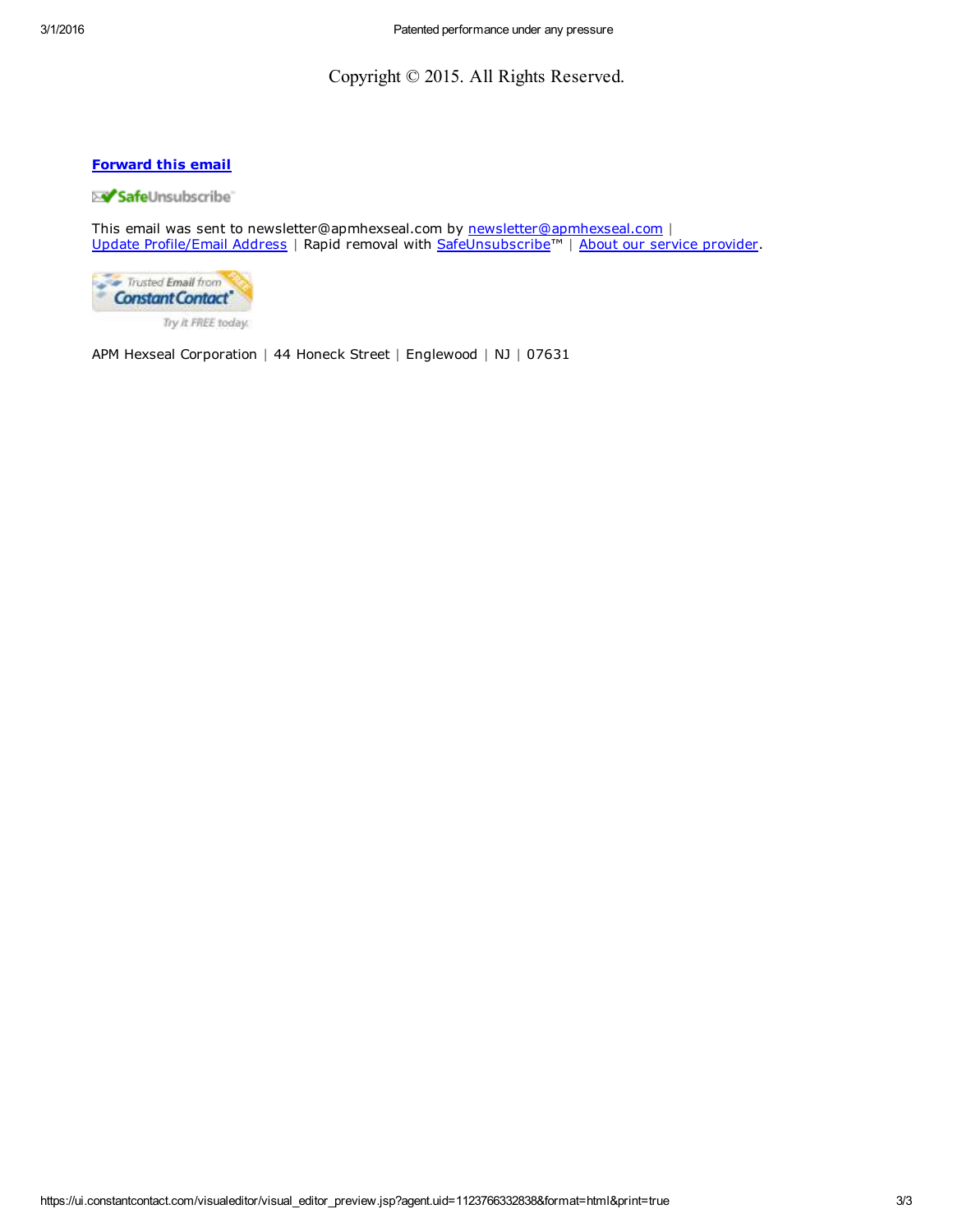Copyright © 2015. All Rights Reserved.

**Forward this email**

SafeUnsubscribe

This email was sent to newsletter@apmhexseal.com by newsletter@apmhexseal.com | Update Profile/Email Address | Rapid removal with SafeUnsubscribe™ | About our service provider.

Trusted Email from Constant Contact
Try it FREE today.

APM Hexseal Corporation | 44 Honeck Street | Englewood | NJ | 07631